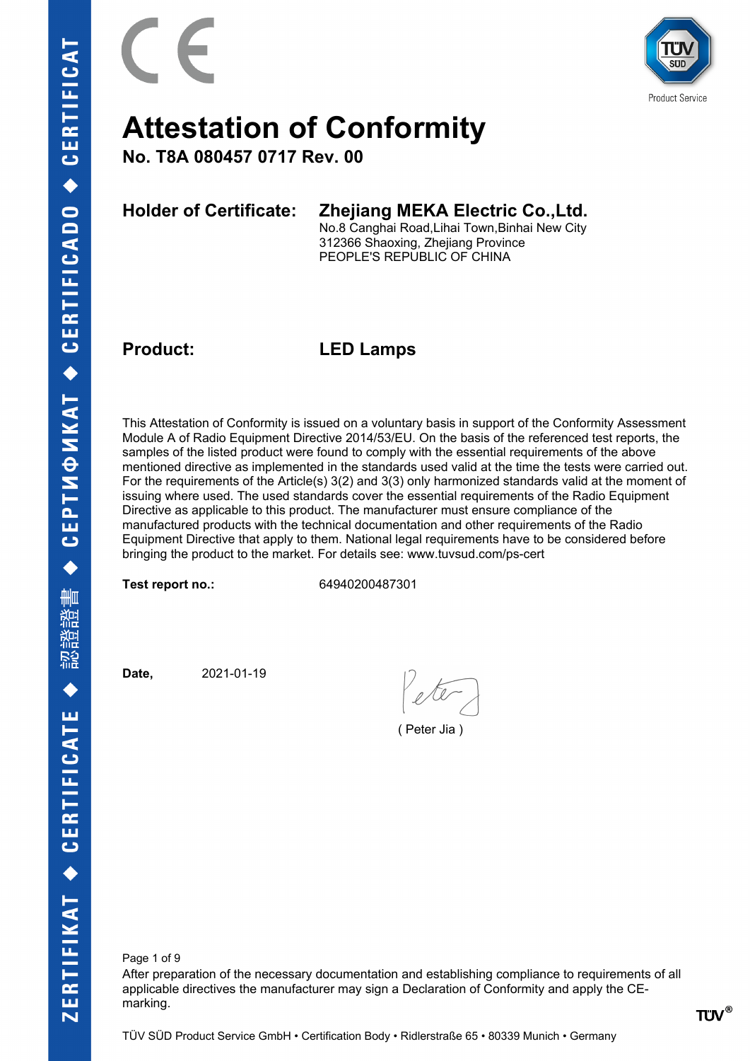CE

TÜV SÜD
Product Service

# Attestation of Conformity

**No. T8A 080457 0717 Rev. 00**

**Holder of Certificate:** **Zhejiang MEKA Electric Co.,Ltd.**
No.8 Canghai Road,Lihai Town,Binhai New City
312366 Shaoxing, Zhejiang Province
PEOPLE'S REPUBLIC OF CHINA

**Product:** **LED Lamps**

This Attestation of Conformity is issued on a voluntary basis in support of the Conformity Assessment Module A of Radio Equipment Directive 2014/53/EU. On the basis of the referenced test reports, the samples of the listed product were found to comply with the essential requirements of the above mentioned directive as implemented in the standards used valid at the time the tests were carried out. For the requirements of the Article(s) 3(2) and 3(3) only harmonized standards valid at the moment of issuing where used. The used standards cover the essential requirements of the Radio Equipment Directive as applicable to this product. The manufacturer must ensure compliance of the manufactured products with the technical documentation and other requirements of the Radio Equipment Directive that apply to them. National legal requirements have to be considered before bringing the product to the market. For details see: www.tuvsud.com/ps-cert

**Test report no.:** 64940200487301

**Date,** 2021-01-19

( Peter Jia )

After preparation of the necessary documentation and establishing compliance to requirements of all applicable directives the manufacturer may sign a Declaration of Conformity and apply the CE-marking.

TÜV SÜD Product Service GmbH • Certification Body • Ridlerstraße 65 • 80339 Munich • Germany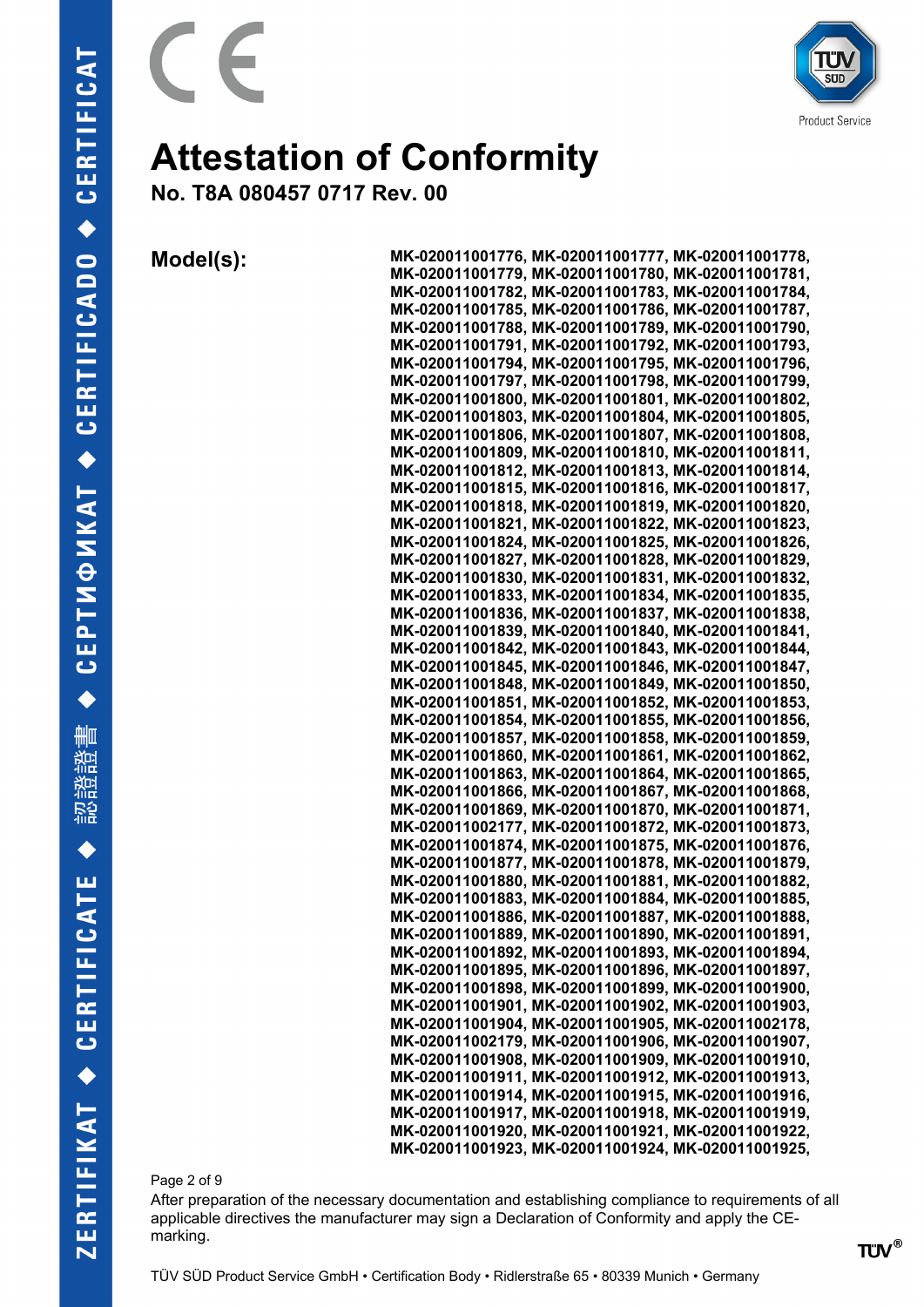# Attestation of Conformity

## No. T8A 080457 0717 Rev. 00

**Model(s):**

**MK-020011001776, MK-020011001777, MK-020011001778, MK-020011001779, MK-020011001780, MK-020011001781, MK-020011001782, MK-020011001783, MK-020011001784, MK-020011001785, MK-020011001786, MK-020011001787, MK-020011001788, MK-020011001789, MK-020011001790, MK-020011001791, MK-020011001792, MK-020011001793, MK-020011001794, MK-020011001795, MK-020011001796, MK-020011001797, MK-020011001798, MK-020011001799, MK-020011001800, MK-020011001801, MK-020011001802, MK-020011001803, MK-020011001804, MK-020011001805, MK-020011001806, MK-020011001807, MK-020011001808, MK-020011001809, MK-020011001810, MK-020011001811, MK-020011001812, MK-020011001813, MK-020011001814, MK-020011001815, MK-020011001816, MK-020011001817, MK-020011001818, MK-020011001819, MK-020011001820, MK-020011001821, MK-020011001822, MK-020011001823, MK-020011001824, MK-020011001825, MK-020011001826, MK-020011001827, MK-020011001828, MK-020011001829, MK-020011001830, MK-020011001831, MK-020011001832, MK-020011001833, MK-020011001834, MK-020011001835, MK-020011001836, MK-020011001837, MK-020011001838, MK-020011001839, MK-020011001840, MK-020011001841, MK-020011001842, MK-020011001843, MK-020011001844, MK-020011001845, MK-020011001846, MK-020011001847, MK-020011001848, MK-020011001849, MK-020011001850, MK-020011001851, MK-020011001852, MK-020011001853, MK-020011001854, MK-020011001855, MK-020011001856, MK-020011001857, MK-020011001858, MK-020011001859, MK-020011001860, MK-020011001861, MK-020011001862, MK-020011001863, MK-020011001864, MK-020011001865, MK-020011001866, MK-020011001867, MK-020011001868, MK-020011001869, MK-020011001870, MK-020011001871, MK-020011002177, MK-020011001872, MK-020011001873, MK-020011001874, MK-020011001875, MK-020011001876, MK-020011001877, MK-020011001878, MK-020011001879, MK-020011001880, MK-020011001881, MK-020011001882, MK-020011001883, MK-020011001884, MK-020011001885, MK-020011001886, MK-020011001887, MK-020011001888, MK-020011001889, MK-020011001890, MK-020011001891, MK-020011001892, MK-020011001893, MK-020011001894, MK-020011001895, MK-020011001896, MK-020011001897, MK-020011001898, MK-020011001899, MK-020011001900, MK-020011001901, MK-020011001902, MK-020011001903, MK-020011001904, MK-020011001905, MK-020011002178, MK-020011002179, MK-020011001906, MK-020011001907, MK-020011001908, MK-020011001909, MK-020011001910, MK-020011001911, MK-020011001912, MK-020011001913, MK-020011001914, MK-020011001915, MK-020011001916, MK-020011001917, MK-020011001918, MK-020011001919, MK-020011001920, MK-020011001921, MK-020011001922, MK-020011001923, MK-020011001924, MK-020011001925,**

After preparation of the necessary documentation and establishing compliance to requirements of all applicable directives the manufacturer may sign a Declaration of Conformity and apply the CE-marking.

TÜV SÜD Product Service GmbH • Certification Body • Ridlerstraße 65 • 80339 Munich • Germany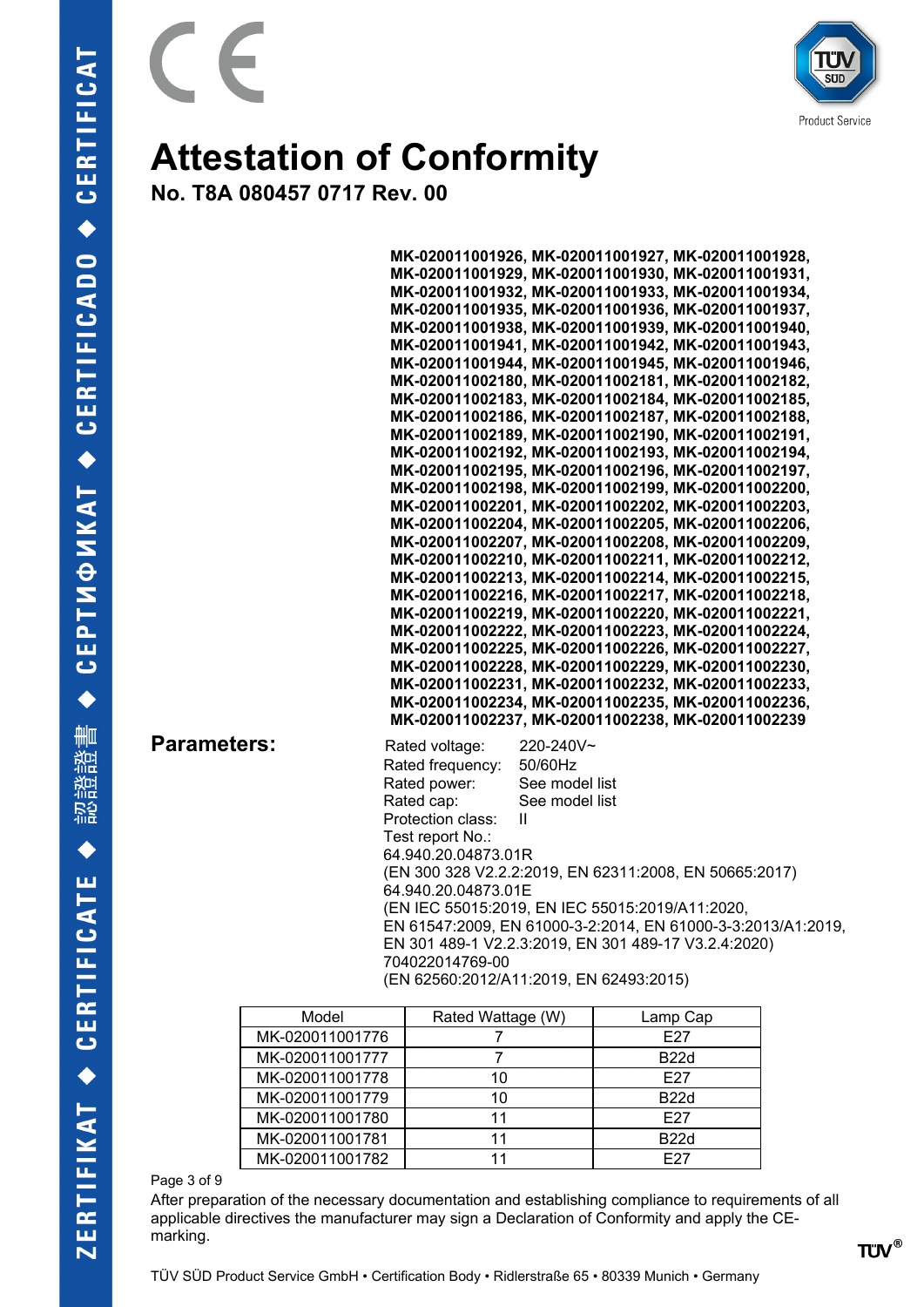# Attestation of Conformity

**No. T8A 080457 0717 Rev. 00**

**MK-020011001926, MK-020011001927, MK-020011001928, MK-020011001929, MK-020011001930, MK-020011001931, MK-020011001932, MK-020011001933, MK-020011001934, MK-020011001935, MK-020011001936, MK-020011001937, MK-020011001938, MK-020011001939, MK-020011001940, MK-020011001941, MK-020011001942, MK-020011001943, MK-020011001944, MK-020011001945, MK-020011001946, MK-020011002180, MK-020011002181, MK-020011002182, MK-020011002183, MK-020011002184, MK-020011002185, MK-020011002186, MK-020011002187, MK-020011002188, MK-020011002189, MK-020011002190, MK-020011002191, MK-020011002192, MK-020011002193, MK-020011002194, MK-020011002195, MK-020011002196, MK-020011002197, MK-020011002198, MK-020011002199, MK-020011002200, MK-020011002201, MK-020011002202, MK-020011002203, MK-020011002204, MK-020011002205, MK-020011002206, MK-020011002207, MK-020011002208, MK-020011002209, MK-020011002210, MK-020011002211, MK-020011002212, MK-020011002213, MK-020011002214, MK-020011002215, MK-020011002216, MK-020011002217, MK-020011002218, MK-020011002219, MK-020011002220, MK-020011002221, MK-020011002222, MK-020011002223, MK-020011002224, MK-020011002225, MK-020011002226, MK-020011002227, MK-020011002228, MK-020011002229, MK-020011002230, MK-020011002231, MK-020011002232, MK-020011002233, MK-020011002234, MK-020011002235, MK-020011002236, MK-020011002237, MK-020011002238, MK-020011002239**

**Parameters:**

Rated voltage: 220-240V~
Rated frequency: 50/60Hz
Rated power: See model list
Rated cap: See model list
Protection class: II
Test report No.:
64.940.20.04873.01R
(EN 300 328 V2.2.2:2019, EN 62311:2008, EN 50665:2017)
64.940.20.04873.01E
(EN IEC 55015:2019, EN IEC 55015:2019/A11:2020,
EN 61547:2009, EN 61000-3-2:2014, EN 61000-3-3:2013/A1:2019,
EN 301 489-1 V2.2.3:2019, EN 301 489-17 V3.2.4:2020)
704022014769-00
(EN 62560:2012/A11:2019, EN 62493:2015)

| Model | Rated Wattage (W) | Lamp Cap |
|---|---|---|
| MK-020011001776 | 7 | E27 |
| MK-020011001777 | 7 | B22d |
| MK-020011001778 | 10 | E27 |
| MK-020011001779 | 10 | B22d |
| MK-020011001780 | 11 | E27 |
| MK-020011001781 | 11 | B22d |
| MK-020011001782 | 11 | E27 |

After preparation of the necessary documentation and establishing compliance to requirements of all applicable directives the manufacturer may sign a Declaration of Conformity and apply the CE-marking.

TÜV SÜD Product Service GmbH • Certification Body • Ridlerstraße 65 • 80339 Munich • Germany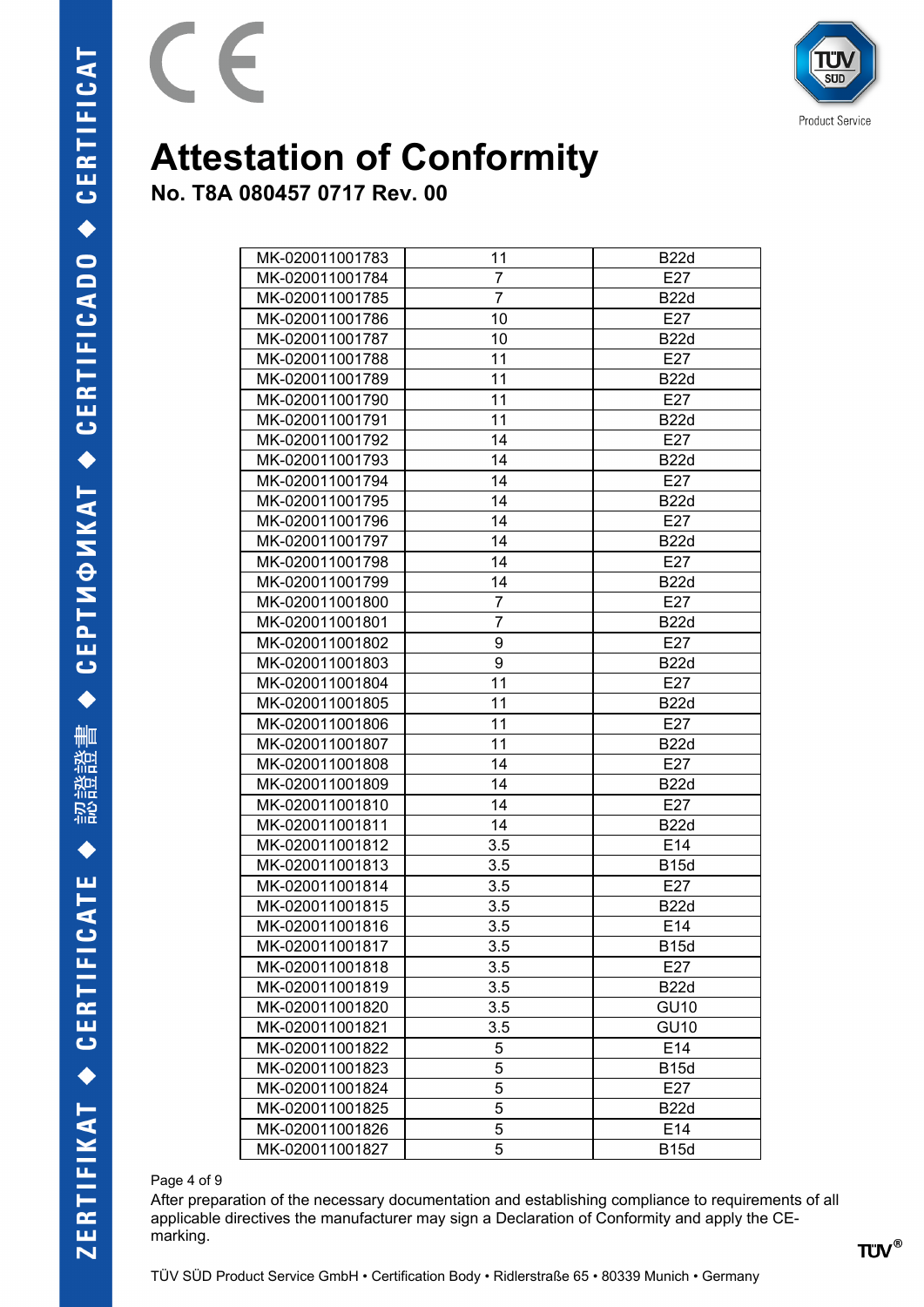# Attestation of Conformity

## No. T8A 080457 0717 Rev. 00

| | | |
|---|---|---|
| MK-020011001783 | 11 | B22d |
| MK-020011001784 | 7 | E27 |
| MK-020011001785 | 7 | B22d |
| MK-020011001786 | 10 | E27 |
| MK-020011001787 | 10 | B22d |
| MK-020011001788 | 11 | E27 |
| MK-020011001789 | 11 | B22d |
| MK-020011001790 | 11 | E27 |
| MK-020011001791 | 11 | B22d |
| MK-020011001792 | 14 | E27 |
| MK-020011001793 | 14 | B22d |
| MK-020011001794 | 14 | E27 |
| MK-020011001795 | 14 | B22d |
| MK-020011001796 | 14 | E27 |
| MK-020011001797 | 14 | B22d |
| MK-020011001798 | 14 | E27 |
| MK-020011001799 | 14 | B22d |
| MK-020011001800 | 7 | E27 |
| MK-020011001801 | 7 | B22d |
| MK-020011001802 | 9 | E27 |
| MK-020011001803 | 9 | B22d |
| MK-020011001804 | 11 | E27 |
| MK-020011001805 | 11 | B22d |
| MK-020011001806 | 11 | E27 |
| MK-020011001807 | 11 | B22d |
| MK-020011001808 | 14 | E27 |
| MK-020011001809 | 14 | B22d |
| MK-020011001810 | 14 | E27 |
| MK-020011001811 | 14 | B22d |
| MK-020011001812 | 3.5 | E14 |
| MK-020011001813 | 3.5 | B15d |
| MK-020011001814 | 3.5 | E27 |
| MK-020011001815 | 3.5 | B22d |
| MK-020011001816 | 3.5 | E14 |
| MK-020011001817 | 3.5 | B15d |
| MK-020011001818 | 3.5 | E27 |
| MK-020011001819 | 3.5 | B22d |
| MK-020011001820 | 3.5 | GU10 |
| MK-020011001821 | 3.5 | GU10 |
| MK-020011001822 | 5 | E14 |
| MK-020011001823 | 5 | B15d |
| MK-020011001824 | 5 | E27 |
| MK-020011001825 | 5 | B22d |
| MK-020011001826 | 5 | E14 |
| MK-020011001827 | 5 | B15d |

After preparation of the necessary documentation and establishing compliance to requirements of all applicable directives the manufacturer may sign a Declaration of Conformity and apply the CE-marking.

TÜV SÜD Product Service GmbH • Certification Body • Ridlerstraße 65 • 80339 Munich • Germany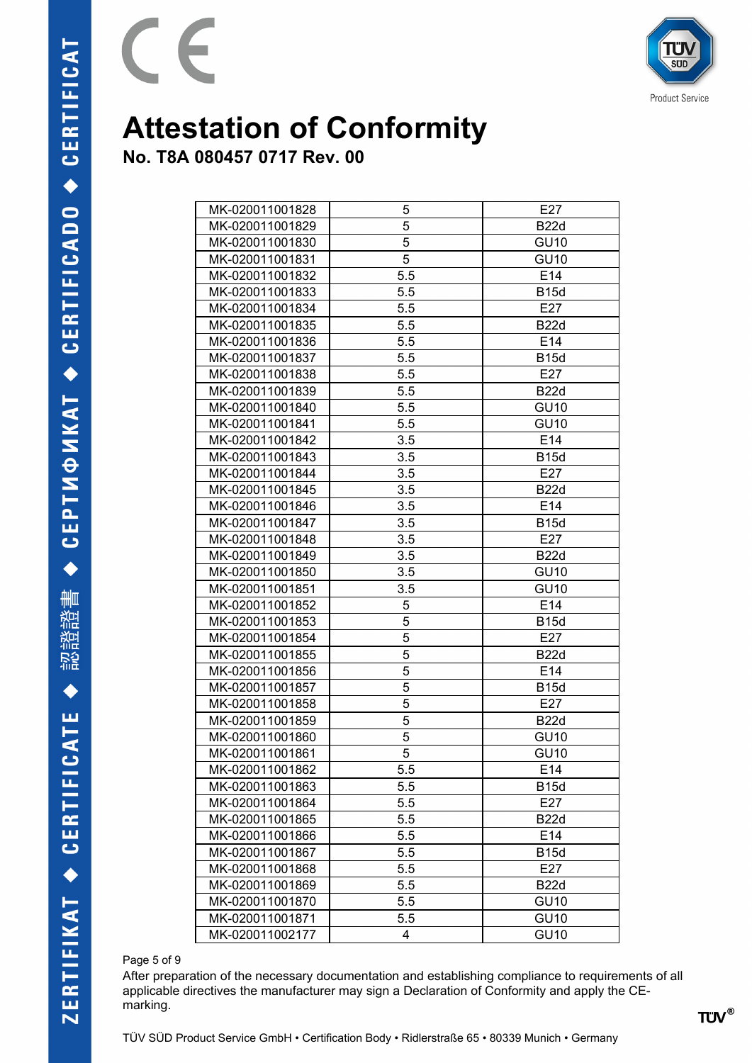# Attestation of Conformity

## No. T8A 080457 0717 Rev. 00

| | | |
|---|---|---|
| MK-020011001828 | 5 | E27 |
| MK-020011001829 | 5 | B22d |
| MK-020011001830 | 5 | GU10 |
| MK-020011001831 | 5 | GU10 |
| MK-020011001832 | 5.5 | E14 |
| MK-020011001833 | 5.5 | B15d |
| MK-020011001834 | 5.5 | E27 |
| MK-020011001835 | 5.5 | B22d |
| MK-020011001836 | 5.5 | E14 |
| MK-020011001837 | 5.5 | B15d |
| MK-020011001838 | 5.5 | E27 |
| MK-020011001839 | 5.5 | B22d |
| MK-020011001840 | 5.5 | GU10 |
| MK-020011001841 | 5.5 | GU10 |
| MK-020011001842 | 3.5 | E14 |
| MK-020011001843 | 3.5 | B15d |
| MK-020011001844 | 3.5 | E27 |
| MK-020011001845 | 3.5 | B22d |
| MK-020011001846 | 3.5 | E14 |
| MK-020011001847 | 3.5 | B15d |
| MK-020011001848 | 3.5 | E27 |
| MK-020011001849 | 3.5 | B22d |
| MK-020011001850 | 3.5 | GU10 |
| MK-020011001851 | 3.5 | GU10 |
| MK-020011001852 | 5 | E14 |
| MK-020011001853 | 5 | B15d |
| MK-020011001854 | 5 | E27 |
| MK-020011001855 | 5 | B22d |
| MK-020011001856 | 5 | E14 |
| MK-020011001857 | 5 | B15d |
| MK-020011001858 | 5 | E27 |
| MK-020011001859 | 5 | B22d |
| MK-020011001860 | 5 | GU10 |
| MK-020011001861 | 5 | GU10 |
| MK-020011001862 | 5.5 | E14 |
| MK-020011001863 | 5.5 | B15d |
| MK-020011001864 | 5.5 | E27 |
| MK-020011001865 | 5.5 | B22d |
| MK-020011001866 | 5.5 | E14 |
| MK-020011001867 | 5.5 | B15d |
| MK-020011001868 | 5.5 | E27 |
| MK-020011001869 | 5.5 | B22d |
| MK-020011001870 | 5.5 | GU10 |
| MK-020011001871 | 5.5 | GU10 |
| MK-020011002177 | 4 | GU10 |

After preparation of the necessary documentation and establishing compliance to requirements of all applicable directives the manufacturer may sign a Declaration of Conformity and apply the CE-marking.

TÜV SÜD Product Service GmbH • Certification Body • Ridlerstraße 65 • 80339 Munich • Germany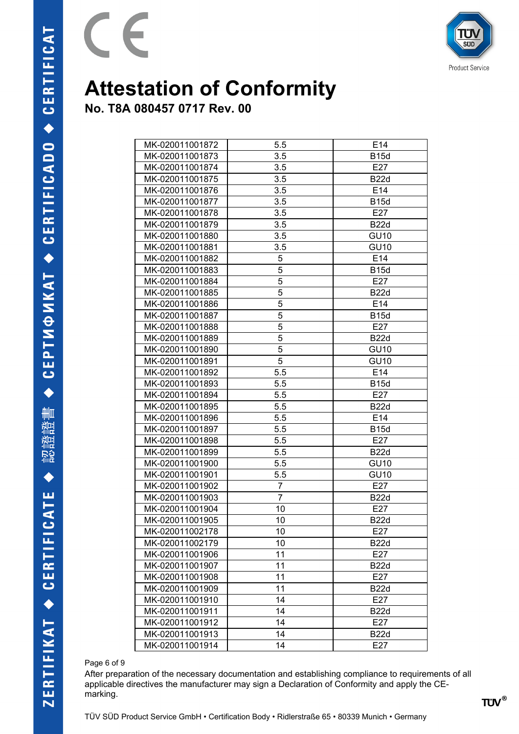# Attestation of Conformity

## No. T8A 080457 0717 Rev. 00

| | | |
|---|---|---|
| MK-020011001872 | 5.5 | E14 |
| MK-020011001873 | 3.5 | B15d |
| MK-020011001874 | 3.5 | E27 |
| MK-020011001875 | 3.5 | B22d |
| MK-020011001876 | 3.5 | E14 |
| MK-020011001877 | 3.5 | B15d |
| MK-020011001878 | 3.5 | E27 |
| MK-020011001879 | 3.5 | B22d |
| MK-020011001880 | 3.5 | GU10 |
| MK-020011001881 | 3.5 | GU10 |
| MK-020011001882 | 5 | E14 |
| MK-020011001883 | 5 | B15d |
| MK-020011001884 | 5 | E27 |
| MK-020011001885 | 5 | B22d |
| MK-020011001886 | 5 | E14 |
| MK-020011001887 | 5 | B15d |
| MK-020011001888 | 5 | E27 |
| MK-020011001889 | 5 | B22d |
| MK-020011001890 | 5 | GU10 |
| MK-020011001891 | 5 | GU10 |
| MK-020011001892 | 5.5 | E14 |
| MK-020011001893 | 5.5 | B15d |
| MK-020011001894 | 5.5 | E27 |
| MK-020011001895 | 5.5 | B22d |
| MK-020011001896 | 5.5 | E14 |
| MK-020011001897 | 5.5 | B15d |
| MK-020011001898 | 5.5 | E27 |
| MK-020011001899 | 5.5 | B22d |
| MK-020011001900 | 5.5 | GU10 |
| MK-020011001901 | 5.5 | GU10 |
| MK-020011001902 | 7 | E27 |
| MK-020011001903 | 7 | B22d |
| MK-020011001904 | 10 | E27 |
| MK-020011001905 | 10 | B22d |
| MK-020011002178 | 10 | E27 |
| MK-020011002179 | 10 | B22d |
| MK-020011001906 | 11 | E27 |
| MK-020011001907 | 11 | B22d |
| MK-020011001908 | 11 | E27 |
| MK-020011001909 | 11 | B22d |
| MK-020011001910 | 14 | E27 |
| MK-020011001911 | 14 | B22d |
| MK-020011001912 | 14 | E27 |
| MK-020011001913 | 14 | B22d |
| MK-020011001914 | 14 | E27 |

After preparation of the necessary documentation and establishing compliance to requirements of all applicable directives the manufacturer may sign a Declaration of Conformity and apply the CE-marking.

TÜV SÜD Product Service GmbH • Certification Body • Ridlerstraße 65 • 80339 Munich • Germany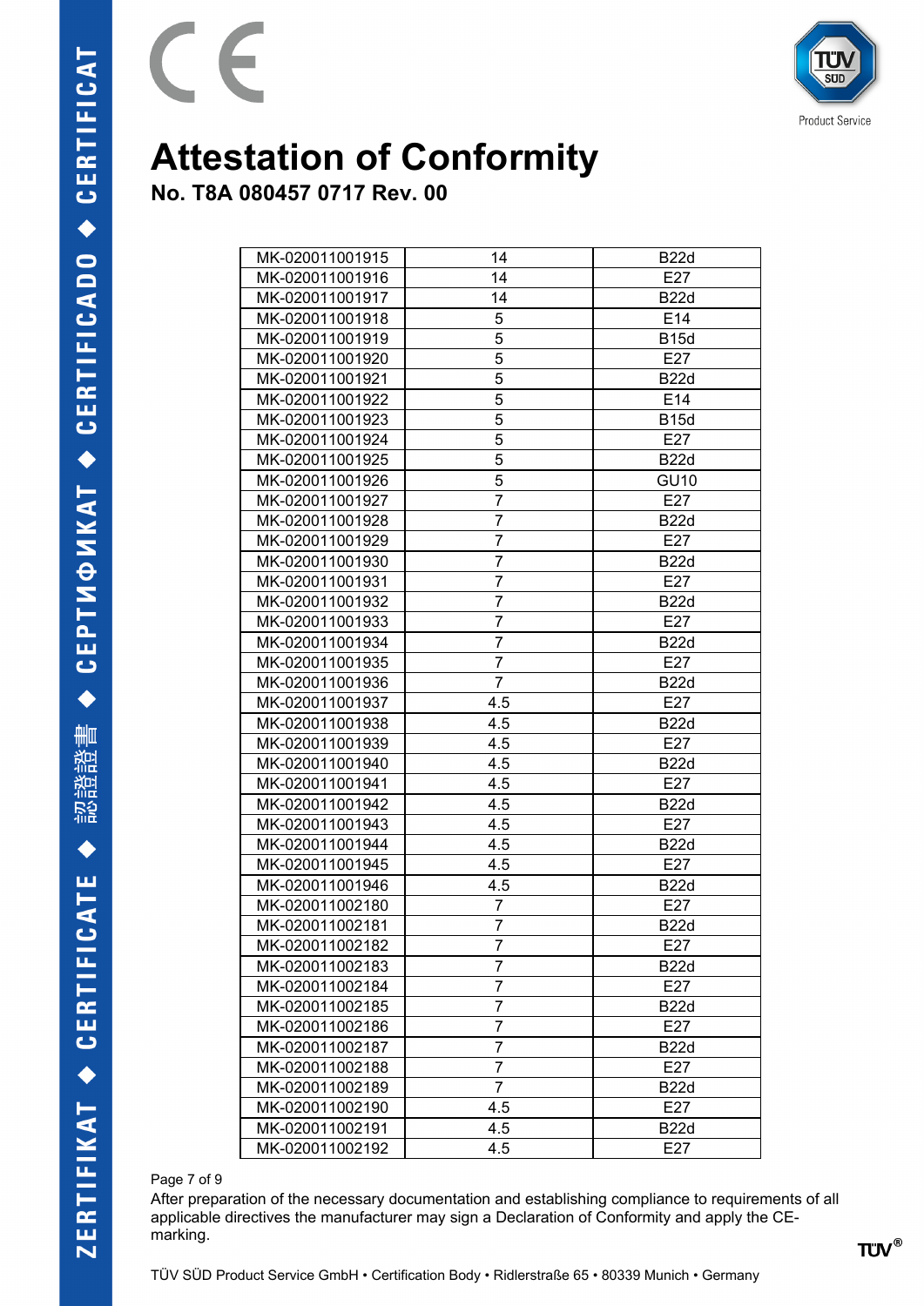# Attestation of Conformity

## No. T8A 080457 0717 Rev. 00

| | | |
|---|---|---|
| MK-020011001915 | 14 | B22d |
| MK-020011001916 | 14 | E27 |
| MK-020011001917 | 14 | B22d |
| MK-020011001918 | 5 | E14 |
| MK-020011001919 | 5 | B15d |
| MK-020011001920 | 5 | E27 |
| MK-020011001921 | 5 | B22d |
| MK-020011001922 | 5 | E14 |
| MK-020011001923 | 5 | B15d |
| MK-020011001924 | 5 | E27 |
| MK-020011001925 | 5 | B22d |
| MK-020011001926 | 5 | GU10 |
| MK-020011001927 | 7 | E27 |
| MK-020011001928 | 7 | B22d |
| MK-020011001929 | 7 | E27 |
| MK-020011001930 | 7 | B22d |
| MK-020011001931 | 7 | E27 |
| MK-020011001932 | 7 | B22d |
| MK-020011001933 | 7 | E27 |
| MK-020011001934 | 7 | B22d |
| MK-020011001935 | 7 | E27 |
| MK-020011001936 | 7 | B22d |
| MK-020011001937 | 4.5 | E27 |
| MK-020011001938 | 4.5 | B22d |
| MK-020011001939 | 4.5 | E27 |
| MK-020011001940 | 4.5 | B22d |
| MK-020011001941 | 4.5 | E27 |
| MK-020011001942 | 4.5 | B22d |
| MK-020011001943 | 4.5 | E27 |
| MK-020011001944 | 4.5 | B22d |
| MK-020011001945 | 4.5 | E27 |
| MK-020011001946 | 4.5 | B22d |
| MK-020011002180 | 7 | E27 |
| MK-020011002181 | 7 | B22d |
| MK-020011002182 | 7 | E27 |
| MK-020011002183 | 7 | B22d |
| MK-020011002184 | 7 | E27 |
| MK-020011002185 | 7 | B22d |
| MK-020011002186 | 7 | E27 |
| MK-020011002187 | 7 | B22d |
| MK-020011002188 | 7 | E27 |
| MK-020011002189 | 7 | B22d |
| MK-020011002190 | 4.5 | E27 |
| MK-020011002191 | 4.5 | B22d |
| MK-020011002192 | 4.5 | E27 |

After preparation of the necessary documentation and establishing compliance to requirements of all applicable directives the manufacturer may sign a Declaration of Conformity and apply the CE-marking.

TÜV SÜD Product Service GmbH • Certification Body • Ridlerstraße 65 • 80339 Munich • Germany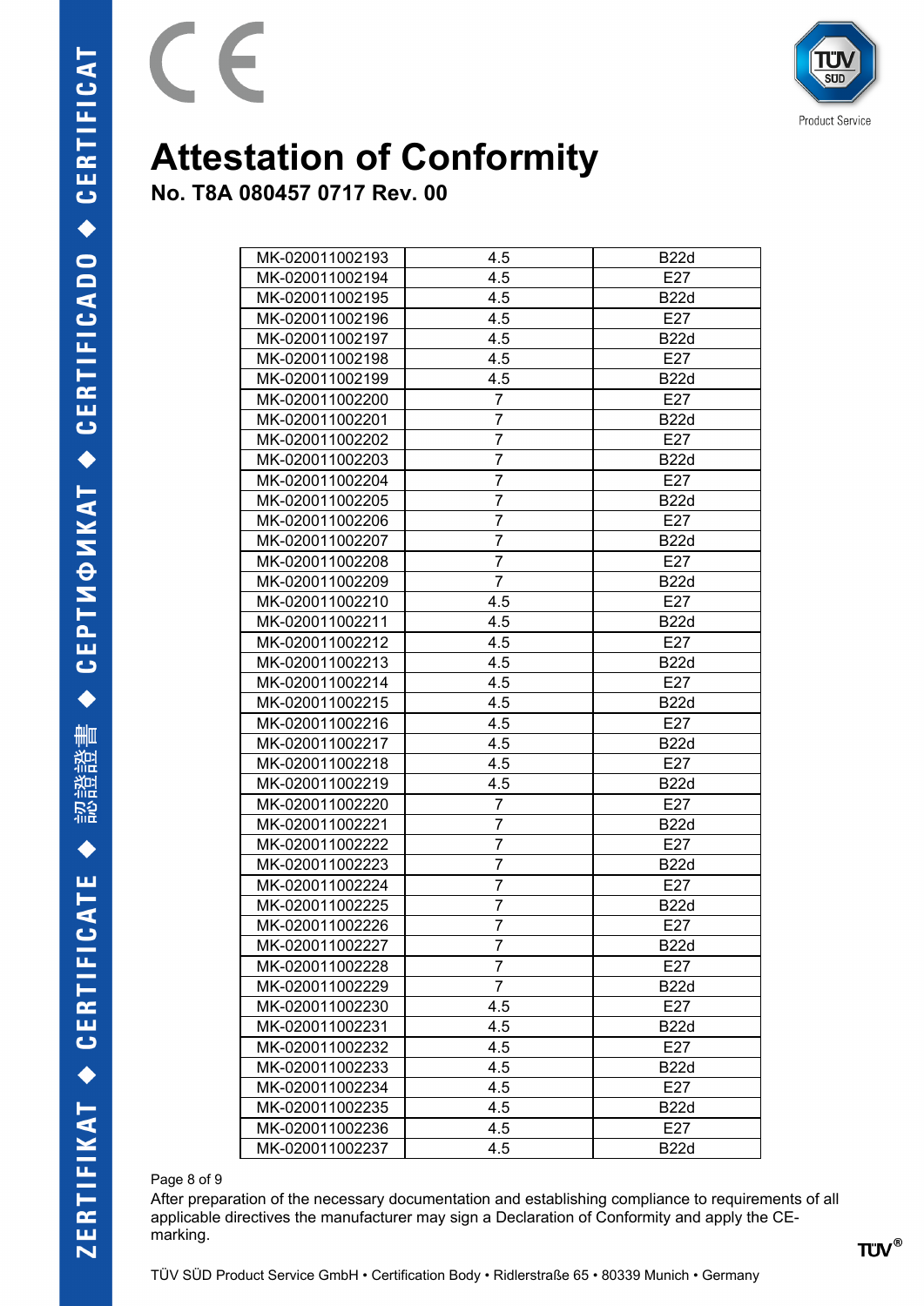# Attestation of Conformity

## No. T8A 080457 0717 Rev. 00

| | | |
|---|---|---|
| MK-020011002193 | 4.5 | B22d |
| MK-020011002194 | 4.5 | E27 |
| MK-020011002195 | 4.5 | B22d |
| MK-020011002196 | 4.5 | E27 |
| MK-020011002197 | 4.5 | B22d |
| MK-020011002198 | 4.5 | E27 |
| MK-020011002199 | 4.5 | B22d |
| MK-020011002200 | 7 | E27 |
| MK-020011002201 | 7 | B22d |
| MK-020011002202 | 7 | E27 |
| MK-020011002203 | 7 | B22d |
| MK-020011002204 | 7 | E27 |
| MK-020011002205 | 7 | B22d |
| MK-020011002206 | 7 | E27 |
| MK-020011002207 | 7 | B22d |
| MK-020011002208 | 7 | E27 |
| MK-020011002209 | 7 | B22d |
| MK-020011002210 | 4.5 | E27 |
| MK-020011002211 | 4.5 | B22d |
| MK-020011002212 | 4.5 | E27 |
| MK-020011002213 | 4.5 | B22d |
| MK-020011002214 | 4.5 | E27 |
| MK-020011002215 | 4.5 | B22d |
| MK-020011002216 | 4.5 | E27 |
| MK-020011002217 | 4.5 | B22d |
| MK-020011002218 | 4.5 | E27 |
| MK-020011002219 | 4.5 | B22d |
| MK-020011002220 | 7 | E27 |
| MK-020011002221 | 7 | B22d |
| MK-020011002222 | 7 | E27 |
| MK-020011002223 | 7 | B22d |
| MK-020011002224 | 7 | E27 |
| MK-020011002225 | 7 | B22d |
| MK-020011002226 | 7 | E27 |
| MK-020011002227 | 7 | B22d |
| MK-020011002228 | 7 | E27 |
| MK-020011002229 | 7 | B22d |
| MK-020011002230 | 4.5 | E27 |
| MK-020011002231 | 4.5 | B22d |
| MK-020011002232 | 4.5 | E27 |
| MK-020011002233 | 4.5 | B22d |
| MK-020011002234 | 4.5 | E27 |
| MK-020011002235 | 4.5 | B22d |
| MK-020011002236 | 4.5 | E27 |
| MK-020011002237 | 4.5 | B22d |

After preparation of the necessary documentation and establishing compliance to requirements of all applicable directives the manufacturer may sign a Declaration of Conformity and apply the CE-marking.

TÜV SÜD Product Service GmbH • Certification Body • Ridlerstraße 65 • 80339 Munich • Germany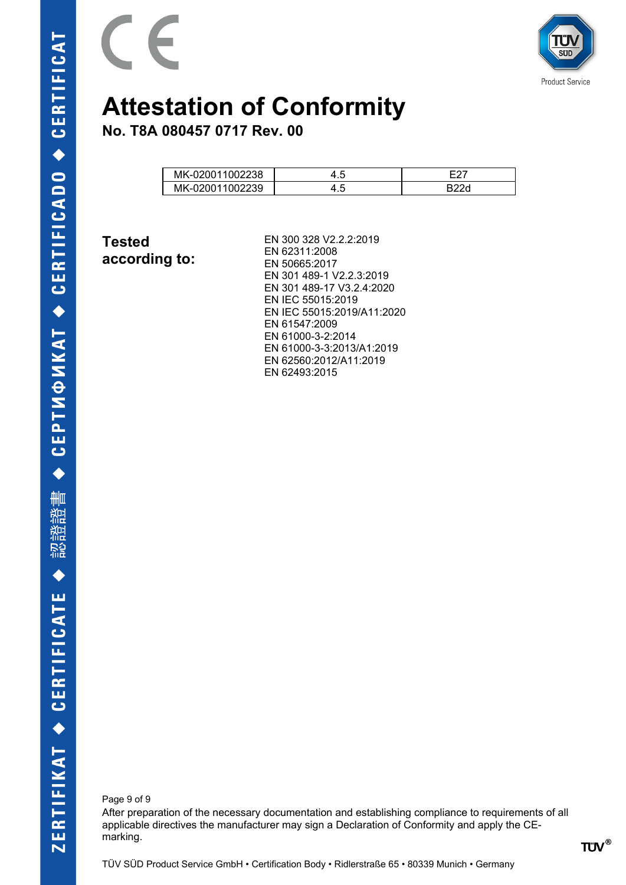# Attestation of Conformity

## No. T8A 080457 0717 Rev. 00

| | | |
|---|---|---|
| MK-020011002238 | 4.5 | E27 |
| MK-020011002239 | 4.5 | B22d |

**Tested according to:**

EN 300 328 V2.2.2:2019
EN 62311:2008
EN 50665:2017
EN 301 489-1 V2.2.3:2019
EN 301 489-17 V3.2.4:2020
EN IEC 55015:2019
EN IEC 55015:2019/A11:2020
EN 61547:2009
EN 61000-3-2:2014
EN 61000-3-3:2013/A1:2019
EN 62560:2012/A11:2019
EN 62493:2015

After preparation of the necessary documentation and establishing compliance to requirements of all applicable directives the manufacturer may sign a Declaration of Conformity and apply the CE-marking.

TÜV SÜD Product Service GmbH • Certification Body • Ridlerstraße 65 • 80339 Munich • Germany